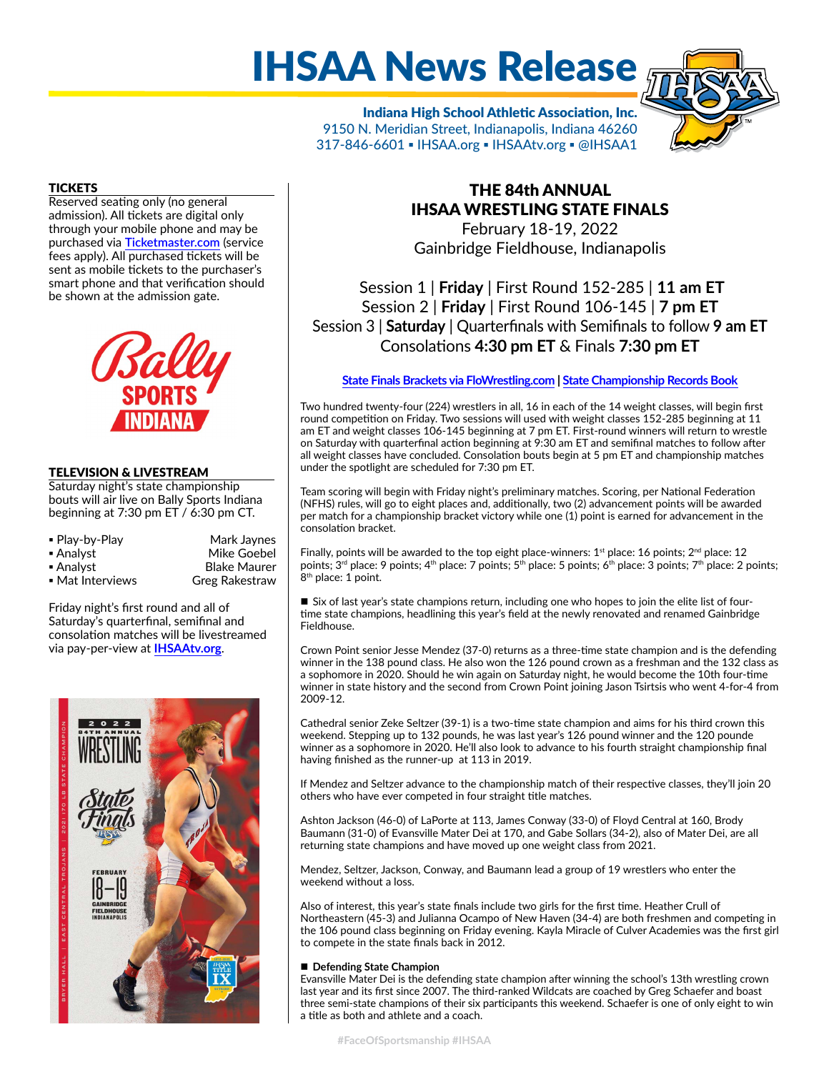# IHSAA News Release

**Indiana High School Athletic Association, Inc.**
9150 N. Meridian Street, Indianapolis, Indiana 46260
317-846-6601 ▪ IHSAA.org ▪ IHSAAtv.org ▪ @IHSAA1

## TICKETS

Reserved seating only (no general admission). All tickets are digital only through your mobile phone and may be purchased via Ticketmaster.com (service fees apply). All purchased tickets will be sent as mobile tickets to the purchaser's smart phone and that verification should be shown at the admission gate.

## TELEVISION & LIVESTREAM

Saturday night's state championship bouts will air live on Bally Sports Indiana beginning at 7:30 pm ET / 6:30 pm CT.

- Play-by-Play — Mark Jaynes
- Analyst — Mike Goebel
- Analyst — Blake Maurer
- Mat Interviews — Greg Rakestraw

Friday night's first round and all of Saturday's quarterfinal, semifinal and consolation matches will be livestreamed via pay-per-view at IHSAAtv.org.

## THE 84th ANNUAL IHSAA WRESTLING STATE FINALS

February 18-19, 2022
Gainbridge Fieldhouse, Indianapolis

Session 1 | **Friday** | First Round 152-285 | **11 am ET**
Session 2 | **Friday** | First Round 106-145 | **7 pm ET**
Session 3 | **Saturday** | Quarterfinals with Semifinals to follow **9 am ET**
Consolations **4:30 pm ET** & Finals **7:30 pm ET**

**State Finals Brackets via FloWrestling.com | State Championship Records Book**

Two hundred twenty-four (224) wrestlers in all, 16 in each of the 14 weight classes, will begin first round competition on Friday. Two sessions will used with weight classes 152-285 beginning at 11 am ET and weight classes 106-145 beginning at 7 pm ET. First-round winners will return to wrestle on Saturday with quarterfinal action beginning at 9:30 am ET and semifinal matches to follow after all weight classes have concluded. Consolation bouts begin at 5 pm ET and championship matches under the spotlight are scheduled for 7:30 pm ET.

Team scoring will begin with Friday night's preliminary matches. Scoring, per National Federation (NFHS) rules, will go to eight places and, additionally, two (2) advancement points will be awarded per match for a championship bracket victory while one (1) point is earned for advancement in the consolation bracket.

Finally, points will be awarded to the top eight place-winners: 1st place: 16 points; 2nd place: 12 points; 3rd place: 9 points; 4th place: 7 points; 5th place: 5 points; 6th place: 3 points; 7th place: 2 points; 8th place: 1 point.

■ Six of last year's state champions return, including one who hopes to join the elite list of four-time state champions, headlining this year's field at the newly renovated and renamed Gainbridge Fieldhouse.

Crown Point senior Jesse Mendez (37-0) returns as a three-time state champion and is the defending winner in the 138 pound class. He also won the 126 pound crown as a freshman and the 132 class as a sophomore in 2020. Should he win again on Saturday night, he would become the 10th four-time winner in state history and the second from Crown Point joining Jason Tsirtsis who went 4-for-4 from 2009-12.

Cathedral senior Zeke Seltzer (39-1) is a two-time state champion and aims for his third crown this weekend. Stepping up to 132 pounds, he was last year's 126 pound winner and the 120 pounde winner as a sophomore in 2020. He'll also look to advance to his fourth straight championship final having finished as the runner-up at 113 in 2019.

If Mendez and Seltzer advance to the championship match of their respective classes, they'll join 20 others who have ever competed in four straight title matches.

Ashton Jackson (46-0) of LaPorte at 113, James Conway (33-0) of Floyd Central at 160, Brody Baumann (31-0) of Evansville Mater Dei at 170, and Gabe Sollars (34-2), also of Mater Dei, are all returning state champions and have moved up one weight class from 2021.

Mendez, Seltzer, Jackson, Conway, and Baumann lead a group of 19 wrestlers who enter the weekend without a loss.

Also of interest, this year's state finals include two girls for the first time. Heather Crull of Northeastern (45-3) and Julianna Ocampo of New Haven (34-4) are both freshmen and competing in the 106 pound class beginning on Friday evening. Kayla Miracle of Culver Academies was the first girl to compete in the state finals back in 2012.

■ **Defending State Champion**

Evansville Mater Dei is the defending state champion after winning the school's 13th wrestling crown last year and its first since 2007. The third-ranked Wildcats are coached by Greg Schaefer and boast three semi-state champions of their six participants this weekend. Schaefer is one of only eight to win a title as both and athlete and a coach.

#FaceOfSportsmanship #IHSAA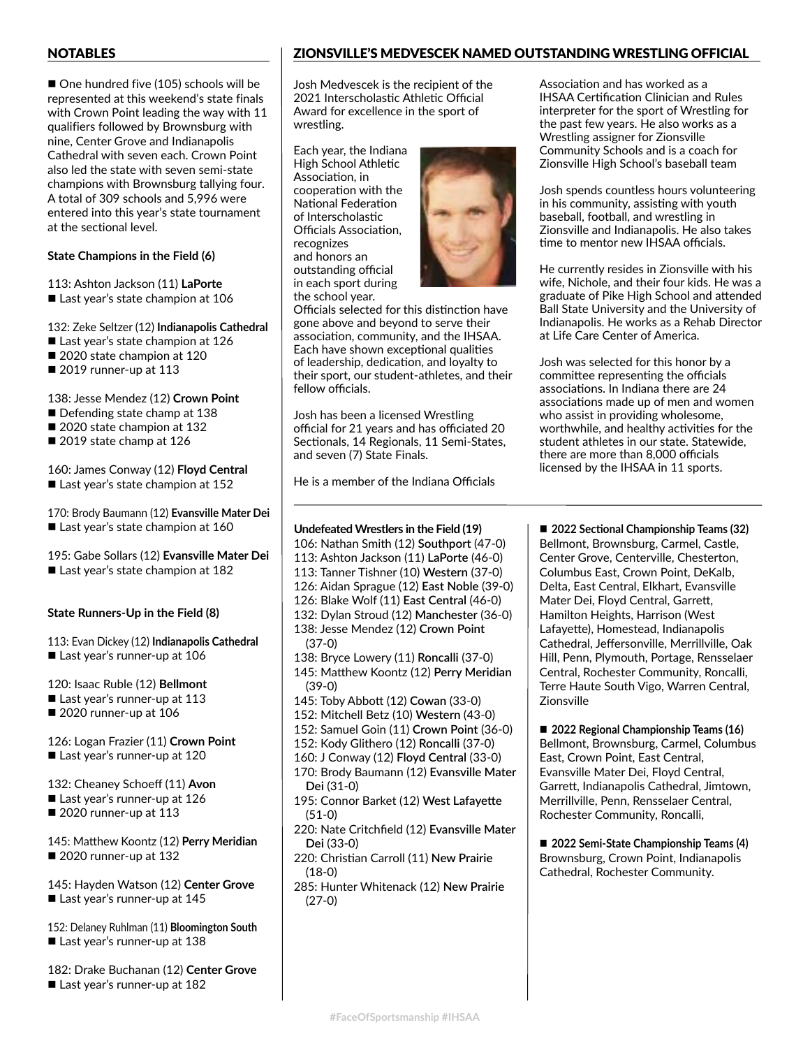## NOTABLES

■ One hundred five (105) schools will be represented at this weekend's state finals with Crown Point leading the way with 11 qualifiers followed by Brownsburg with nine, Center Grove and Indianapolis Cathedral with seven each. Crown Point also led the state with seven semi-state champions with Brownsburg tallying four. A total of 309 schools and 5,996 were entered into this year's state tournament at the sectional level.

**State Champions in the Field (6)**

113: Ashton Jackson (11) **LaPorte**
- Last year's state champion at 106

132: Zeke Seltzer (12) **Indianapolis Cathedral**
- Last year's state champion at 126
- 2020 state champion at 120
- 2019 runner-up at 113

138: Jesse Mendez (12) **Crown Point**
- Defending state champ at 138
- 2020 state champion at 132
- 2019 state champ at 126

160: James Conway (12) **Floyd Central**
- Last year's state champion at 152

170: Brody Baumann (12) **Evansville Mater Dei**
- Last year's state champion at 160

195: Gabe Sollars (12) **Evansville Mater Dei**
- Last year's state champion at 182

**State Runners-Up in the Field (8)**

113: Evan Dickey (12) **Indianapolis Cathedral**
- Last year's runner-up at 106

120: Isaac Ruble (12) **Bellmont**
- Last year's runner-up at 113
- 2020 runner-up at 106

126: Logan Frazier (11) **Crown Point**
- Last year's runner-up at 120

132: Cheaney Schoeff (11) **Avon**
- Last year's runner-up at 126
- 2020 runner-up at 113

145: Matthew Koontz (12) **Perry Meridian**
- 2020 runner-up at 132

145: Hayden Watson (12) **Center Grove**
- Last year's runner-up at 145

152: Delaney Ruhlman (11) **Bloomington South**
- Last year's runner-up at 138

182: Drake Buchanan (12) **Center Grove**
- Last year's runner-up at 182

## ZIONSVILLE'S MEDVESCEK NAMED OUTSTANDING WRESTLING OFFICIAL

Josh Medvescek is the recipient of the 2021 Interscholastic Athletic Official Award for excellence in the sport of wrestling.

Each year, the Indiana High School Athletic Association, in cooperation with the National Federation of Interscholastic Officials Association, recognizes and honors an outstanding official in each sport during the school year. Officials selected for this distinction have gone above and beyond to serve their association, community, and the IHSAA. Each have shown exceptional qualities of leadership, dedication, and loyalty to their sport, our student-athletes, and their fellow officials.

Josh has been a licensed Wrestling official for 21 years and has officiated 20 Sectionals, 14 Regionals, 11 Semi-States, and seven (7) State Finals.

He is a member of the Indiana Officials Association and has worked as a IHSAA Certification Clinician and Rules interpreter for the sport of Wrestling for the past few years. He also works as a Wrestling assigner for Zionsville Community Schools and is a coach for Zionsville High School's baseball team

Josh spends countless hours volunteering in his community, assisting with youth baseball, football, and wrestling in Zionsville and Indianapolis. He also takes time to mentor new IHSAA officials.

He currently resides in Zionsville with his wife, Nichole, and their four kids. He was a graduate of Pike High School and attended Ball State University and the University of Indianapolis. He works as a Rehab Director at Life Care Center of America.

Josh was selected for this honor by a committee representing the officials associations. In Indiana there are 24 associations made up of men and women who assist in providing wholesome, worthwhile, and healthy activities for the student athletes in our state. Statewide, there are more than 8,000 officials licensed by the IHSAA in 11 sports.

**Undefeated Wrestlers in the Field (19)**

106: Nathan Smith (12) **Southport** (47-0)
113: Ashton Jackson (11) **LaPorte** (46-0)
113: Tanner Tishner (10) **Western** (37-0)
126: Aidan Sprague (12) **East Noble** (39-0)
126: Blake Wolf (11) **East Central** (46-0)
132: Dylan Stroud (12) **Manchester** (36-0)
138: Jesse Mendez (12) **Crown Point** (37-0)
138: Bryce Lowery (11) **Roncalli** (37-0)
145: Matthew Koontz (12) **Perry Meridian** (39-0)
145: Toby Abbott (12) **Cowan** (33-0)
152: Mitchell Betz (10) **Western** (43-0)
152: Samuel Goin (11) **Crown Point** (36-0)
152: Kody Glithero (12) **Roncalli** (37-0)
160: J Conway (12) **Floyd Central** (33-0)
170: Brody Baumann (12) **Evansville Mater Dei** (31-0)
195: Connor Barket (12) **West Lafayette** (51-0)
220: Nate Critchfield (12) **Evansville Mater Dei** (33-0)
220: Christian Carroll (11) **New Prairie** (18-0)
285: Hunter Whitenack (12) **New Prairie** (27-0)

■ **2022 Sectional Championship Teams (32)**
Bellmont, Brownsburg, Carmel, Castle, Center Grove, Centerville, Chesterton, Columbus East, Crown Point, DeKalb, Delta, East Central, Elkhart, Evansville Mater Dei, Floyd Central, Garrett, Hamilton Heights, Harrison (West Lafayette), Homestead, Indianapolis Cathedral, Jeffersonville, Merrillville, Oak Hill, Penn, Plymouth, Portage, Rensselaer Central, Rochester Community, Roncalli, Terre Haute South Vigo, Warren Central, Zionsville

■ **2022 Regional Championship Teams (16)**
Bellmont, Brownsburg, Carmel, Columbus East, Crown Point, East Central, Evansville Mater Dei, Floyd Central, Garrett, Indianapolis Cathedral, Jimtown, Merrillville, Penn, Rensselaer Central, Rochester Community, Roncalli,

■ **2022 Semi-State Championship Teams (4)**
Brownsburg, Crown Point, Indianapolis Cathedral, Rochester Community.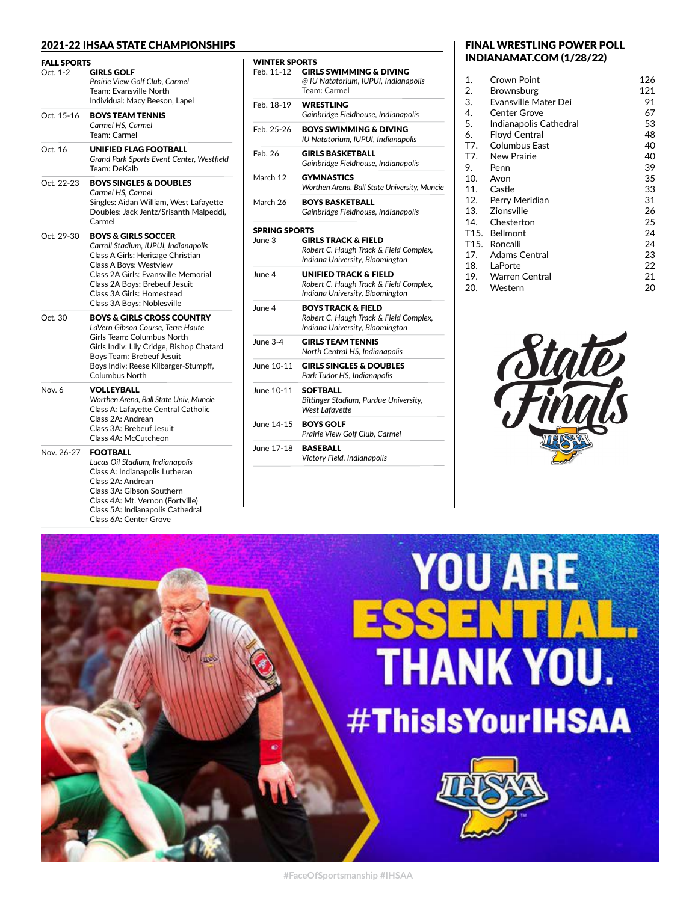## 2021-22 IHSAA STATE CHAMPIONSHIPS

### FALL SPORTS

**Oct. 1-2** — **GIRLS GOLF**
*Prairie View Golf Club, Carmel*
Team: Evansville North
Individual: Macy Beeson, Lapel

**Oct. 15-16** — **BOYS TEAM TENNIS**
*Carmel HS, Carmel*
Team: Carmel

**Oct. 16** — **UNIFIED FLAG FOOTBALL**
*Grand Park Sports Event Center, Westfield*
Team: DeKalb

**Oct. 22-23** — **BOYS SINGLES & DOUBLES**
*Carmel HS, Carmel*
Singles: Aidan William, West Lafayette
Doubles: Jack Jentz/Srisanth Malpeddi, Carmel

**Oct. 29-30** — **BOYS & GIRLS SOCCER**
*Carroll Stadium, IUPUI, Indianapolis*
Class A Girls: Heritage Christian
Class A Boys: Westview
Class 2A Girls: Evansville Memorial
Class 2A Boys: Brebeuf Jesuit
Class 3A Girls: Homestead
Class 3A Boys: Noblesville

**Oct. 30** — **BOYS & GIRLS CROSS COUNTRY**
*LaVern Gibson Course, Terre Haute*
Girls Team: Columbus North
Girls Indiv: Lily Cridge, Bishop Chatard
Boys Team: Brebeuf Jesuit
Boys Indiv: Reese Kilbarger-Stumpff, Columbus North

**Nov. 6** — **VOLLEYBALL**
*Worthen Arena, Ball State Univ, Muncie*
Class A: Lafayette Central Catholic
Class 2A: Andrean
Class 3A: Brebeuf Jesuit
Class 4A: McCutcheon

**Nov. 26-27** — **FOOTBALL**
*Lucas Oil Stadium, Indianapolis*
Class A: Indianapolis Lutheran
Class 2A: Andrean
Class 3A: Gibson Southern
Class 4A: Mt. Vernon (Fortville)
Class 5A: Indianapolis Cathedral
Class 6A: Center Grove

### WINTER SPORTS

**Feb. 11-12** — **GIRLS SWIMMING & DIVING**
*@ IU Natatorium, IUPUI, Indianapolis*
Team: Carmel

**Feb. 18-19** — **WRESTLING**
*Gainbridge Fieldhouse, Indianapolis*

**Feb. 25-26** — **BOYS SWIMMING & DIVING**
*IU Natatorium, IUPUI, Indianapolis*

**Feb. 26** — **GIRLS BASKETBALL**
*Gainbridge Fieldhouse, Indianapolis*

**March 12** — **GYMNASTICS**
*Worthen Arena, Ball State University, Muncie*

**March 26** — **BOYS BASKETBALL**
*Gainbridge Fieldhouse, Indianapolis*

### SPRING SPORTS

**June 3** — **GIRLS TRACK & FIELD**
*Robert C. Haugh Track & Field Complex, Indiana University, Bloomington*

**June 4** — **UNIFIED TRACK & FIELD**
*Robert C. Haugh Track & Field Complex, Indiana University, Bloomington*

**June 4** — **BOYS TRACK & FIELD**
*Robert C. Haugh Track & Field Complex, Indiana University, Bloomington*

**June 3-4** — **GIRLS TEAM TENNIS**
*North Central HS, Indianapolis*

**June 10-11** — **GIRLS SINGLES & DOUBLES**
*Park Tudor HS, Indianapolis*

**June 10-11** — **SOFTBALL**
*Bittinger Stadium, Purdue University, West Lafayette*

**June 14-15** — **BOYS GOLF**
*Prairie View Golf Club, Carmel*

**June 17-18** — **BASEBALL**
*Victory Field, Indianapolis*

## FINAL WRESTLING POWER POLL INDIANAMAT.COM (1/28/22)

| | | |
|---|---|---|
| 1. | Crown Point | 126 |
| 2. | Brownsburg | 121 |
| 3. | Evansville Mater Dei | 91 |
| 4. | Center Grove | 67 |
| 5. | Indianapolis Cathedral | 53 |
| 6. | Floyd Central | 48 |
| T7. | Columbus East | 40 |
| T7. | New Prairie | 40 |
| 9. | Penn | 39 |
| 10. | Avon | 35 |
| 11. | Castle | 33 |
| 12. | Perry Meridian | 31 |
| 13. | Zionsville | 26 |
| 14. | Chesterton | 25 |
| T15. | Bellmont | 24 |
| T15. | Roncalli | 24 |
| 17. | Adams Central | 23 |
| 18. | LaPorte | 22 |
| 19. | Warren Central | 21 |
| 20. | Western | 20 |

State Finals

YOU ARE ESSENTIAL. THANK YOU. #ThisIsYourIHSAA

#FaceOfSportsmanship #IHSAA